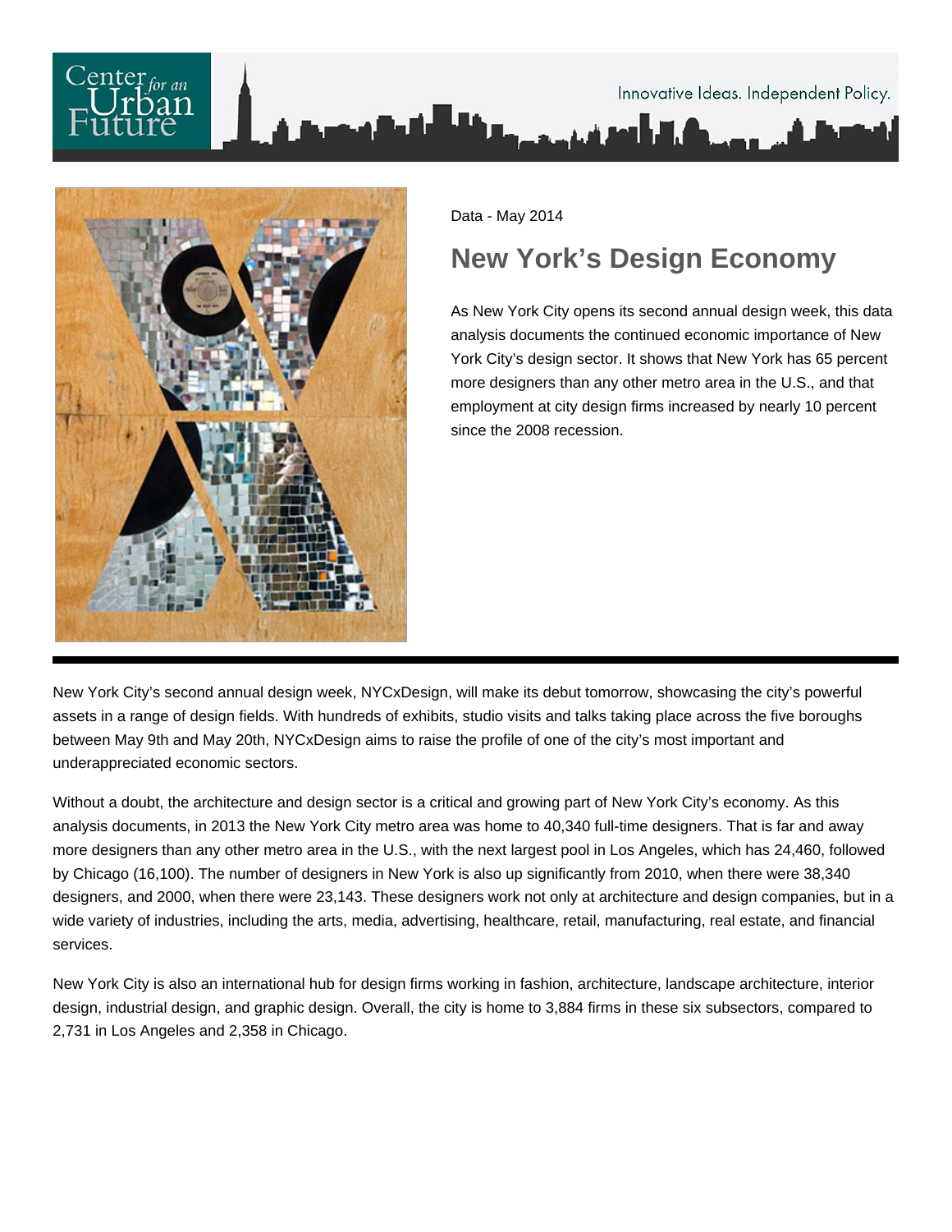Data - May 2014

# New York's Design Economy

As New York City opens its second annual design week, this data analysis documents the continued economic importance of New York City's design sector. It shows that New York has 65 percent more designers than any other metro area in the U.S., and that employment at city design firms increased by nearly 10 percent since the 2008 recession.

New York City's second annual design week, NYCxDesign, will make its debut tomorrow, showcasing the city's powerful assets in a range of design fields. With hundreds of exhibits, studio visits and talks taking place across the five boroughs between May 9th and May 20th, NYCxDesign aims to raise the profile of one of the city's most important and underappreciated economic sectors.

Without a doubt, the architecture and design sector is a critical and growing part of New York City's economy. As this analysis documents, in 2013 the New York City metro area was home to 40,340 full-time designers. That is far and away more designers than any other metro area in the U.S., with the next largest pool in Los Angeles, which has 24,460, followed by Chicago (16,100). The number of designers in New York is also up significantly from 2010, when there were 38,340 designers, and 2000, when there were 23,143. These designers work not only at architecture and design companies, but in a wide variety of industries, including the arts, media, advertising, healthcare, retail, manufacturing, real estate, and financial services.

New York City is also an international hub for design firms working in fashion, architecture, landscape architecture, interior design, industrial design, and graphic design. Overall, the city is home to 3,884 firms in these six subsectors, compared to 2,731 in Los Angeles and 2,358 in Chicago.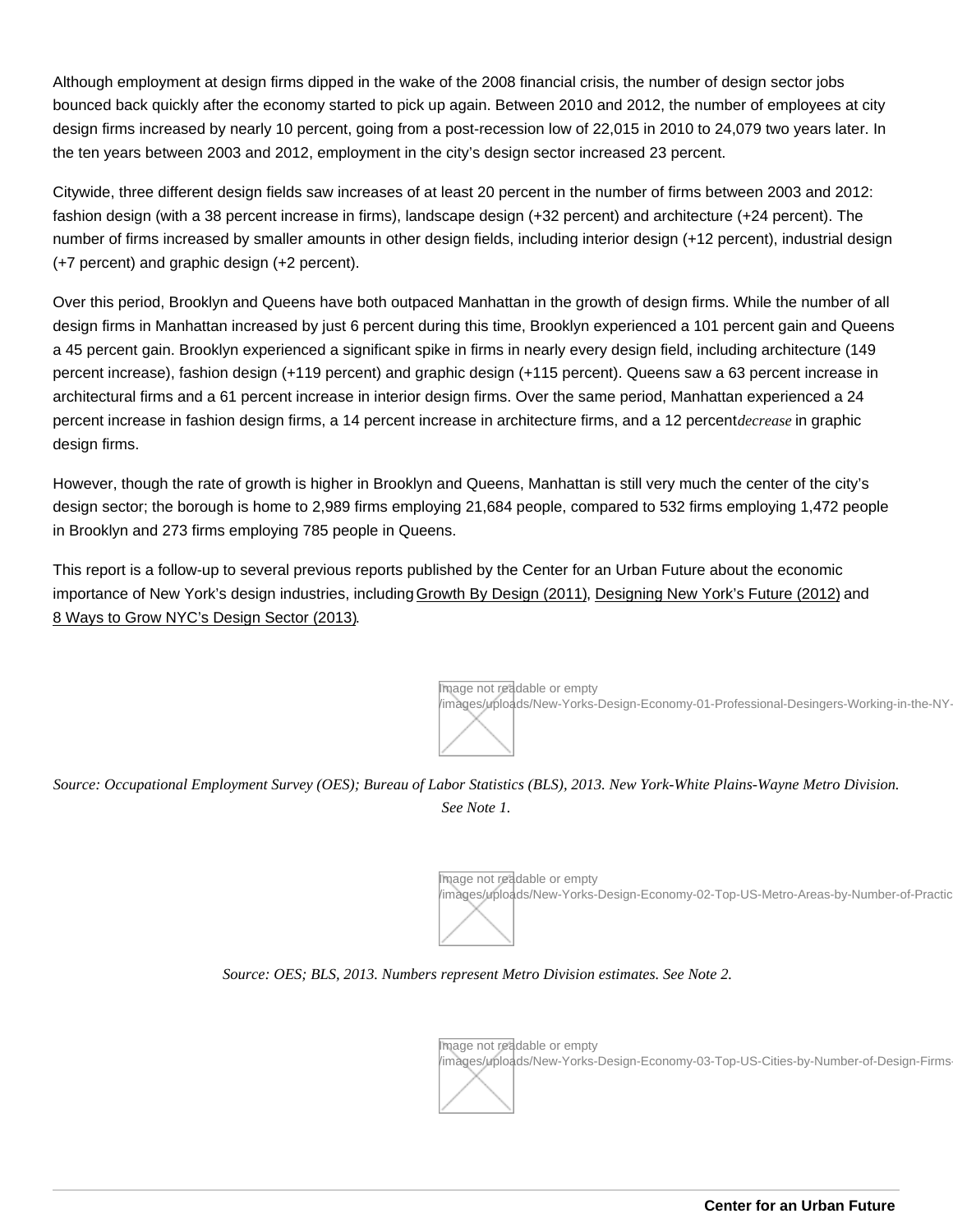Although employment at design firms dipped in the wake of the 2008 financial crisis, the number of design sector jobs bounced back quickly after the economy started to pick up again. Between 2010 and 2012, the number of employees at city design firms increased by nearly 10 percent, going from a post-recession low of 22,015 in 2010 to 24,079 two years later. In the ten years between 2003 and 2012, employment in the city's design sector increased 23 percent.

Citywide, three different design fields saw increases of at least 20 percent in the number of firms between 2003 and 2012: fashion design (with a 38 percent increase in firms), landscape design (+32 percent) and architecture (+24 percent). The number of firms increased by smaller amounts in other design fields, including interior design (+12 percent), industrial design (+7 percent) and graphic design (+2 percent).

Over this period, Brooklyn and Queens have both outpaced Manhattan in the growth of design firms. While the number of all design firms in Manhattan increased by just 6 percent during this time, Brooklyn experienced a 101 percent gain and Queens a 45 percent gain. Brooklyn experienced a significant spike in firms in nearly every design field, including architecture (149 percent increase), fashion design (+119 percent) and graphic design (+115 percent). Queens saw a 63 percent increase in architectural firms and a 61 percent increase in interior design firms. Over the same period, Manhattan experienced a 24 percent increase in fashion design firms, a 14 percent increase in architecture firms, and a 12 percent *decrease* in graphic design firms.

However, though the rate of growth is higher in Brooklyn and Queens, Manhattan is still very much the center of the city's design sector; the borough is home to 2,989 firms employing 21,684 people, compared to 532 firms employing 1,472 people in Brooklyn and 273 firms employing 785 people in Queens.

This report is a follow-up to several previous reports published by the Center for an Urban Future about the economic importance of New York's design industries, including Growth By Design (2011), Designing New York's Future (2012) and 8 Ways to Grow NYC's Design Sector (2013).

*Source: Occupational Employment Survey (OES); Bureau of Labor Statistics (BLS), 2013. New York-White Plains-Wayne Metro Division. See Note 1.*

*Source: OES; BLS, 2013. Numbers represent Metro Division estimates. See Note 2.*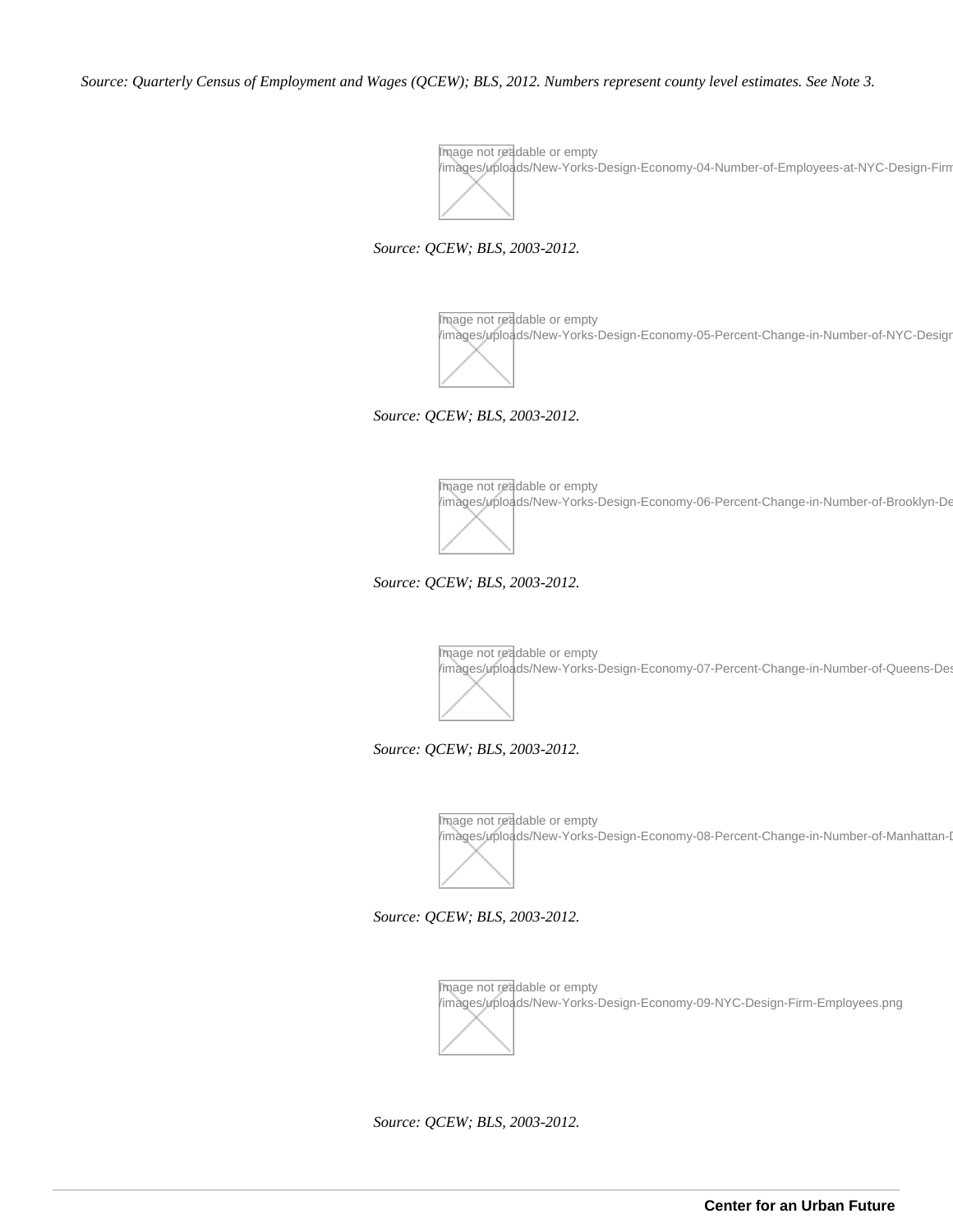*Source: Quarterly Census of Employment and Wages (QCEW); BLS, 2012. Numbers represent county level estimates. See Note 3.*

*Source: QCEW; BLS, 2003-2012.*

*Source: QCEW; BLS, 2003-2012.*

*Source: QCEW; BLS, 2003-2012.*

*Source: QCEW; BLS, 2003-2012.*

*Source: QCEW; BLS, 2003-2012.*

*Source: QCEW; BLS, 2003-2012.*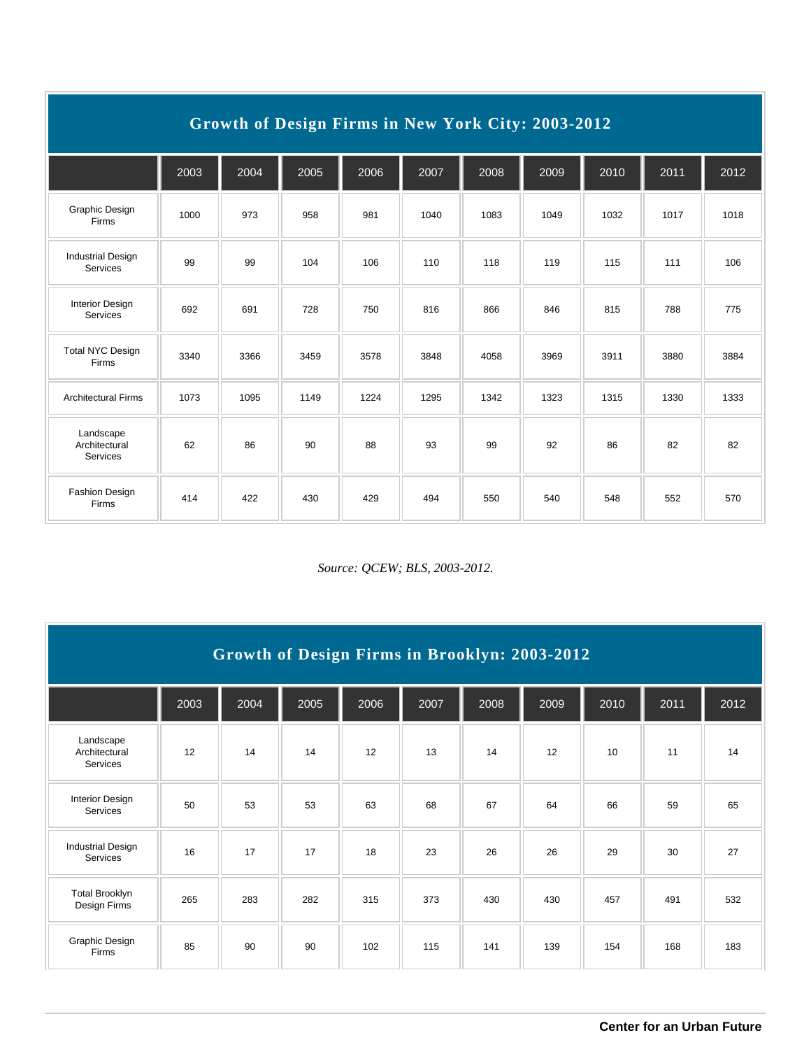## Growth of Design Firms in New York City: 2003-2012

| | 2003 | 2004 | 2005 | 2006 | 2007 | 2008 | 2009 | 2010 | 2011 | 2012 |
|---|---|---|---|---|---|---|---|---|---|---|
| Graphic Design Firms | 1000 | 973 | 958 | 981 | 1040 | 1083 | 1049 | 1032 | 1017 | 1018 |
| Industrial Design Services | 99 | 99 | 104 | 106 | 110 | 118 | 119 | 115 | 111 | 106 |
| Interior Design Services | 692 | 691 | 728 | 750 | 816 | 866 | 846 | 815 | 788 | 775 |
| Total NYC Design Firms | 3340 | 3366 | 3459 | 3578 | 3848 | 4058 | 3969 | 3911 | 3880 | 3884 |
| Architectural Firms | 1073 | 1095 | 1149 | 1224 | 1295 | 1342 | 1323 | 1315 | 1330 | 1333 |
| Landscape Architectural Services | 62 | 86 | 90 | 88 | 93 | 99 | 92 | 86 | 82 | 82 |
| Fashion Design Firms | 414 | 422 | 430 | 429 | 494 | 550 | 540 | 548 | 552 | 570 |

*Source: QCEW; BLS, 2003-2012.*

## Growth of Design Firms in Brooklyn: 2003-2012

| | 2003 | 2004 | 2005 | 2006 | 2007 | 2008 | 2009 | 2010 | 2011 | 2012 |
|---|---|---|---|---|---|---|---|---|---|---|
| Landscape Architectural Services | 12 | 14 | 14 | 12 | 13 | 14 | 12 | 10 | 11 | 14 |
| Interior Design Services | 50 | 53 | 53 | 63 | 68 | 67 | 64 | 66 | 59 | 65 |
| Industrial Design Services | 16 | 17 | 17 | 18 | 23 | 26 | 26 | 29 | 30 | 27 |
| Total Brooklyn Design Firms | 265 | 283 | 282 | 315 | 373 | 430 | 430 | 457 | 491 | 532 |
| Graphic Design Firms | 85 | 90 | 90 | 102 | 115 | 141 | 139 | 154 | 168 | 183 |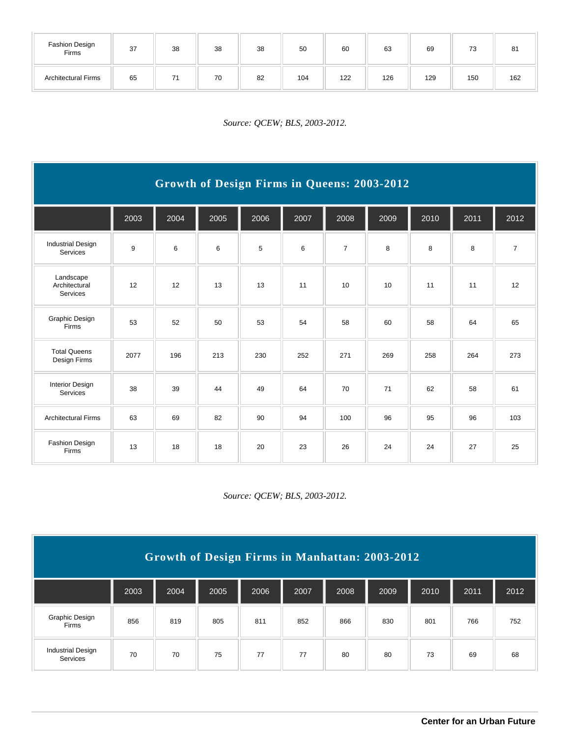| Fashion Design Firms | 37 | 38 | 38 | 38 | 50 | 60 | 63 | 69 | 73 | 81 |
|---|---|---|---|---|---|---|---|---|---|---|
| Architectural Firms | 65 | 71 | 70 | 82 | 104 | 122 | 126 | 129 | 150 | 162 |

*Source: QCEW; BLS, 2003-2012.*

## Growth of Design Firms in Queens: 2003-2012

| | 2003 | 2004 | 2005 | 2006 | 2007 | 2008 | 2009 | 2010 | 2011 | 2012 |
|---|---|---|---|---|---|---|---|---|---|---|
| Industrial Design Services | 9 | 6 | 6 | 5 | 6 | 7 | 8 | 8 | 8 | 7 |
| Landscape Architectural Services | 12 | 12 | 13 | 13 | 11 | 10 | 10 | 11 | 11 | 12 |
| Graphic Design Firms | 53 | 52 | 50 | 53 | 54 | 58 | 60 | 58 | 64 | 65 |
| Total Queens Design Firms | 2077 | 196 | 213 | 230 | 252 | 271 | 269 | 258 | 264 | 273 |
| Interior Design Services | 38 | 39 | 44 | 49 | 64 | 70 | 71 | 62 | 58 | 61 |
| Architectural Firms | 63 | 69 | 82 | 90 | 94 | 100 | 96 | 95 | 96 | 103 |
| Fashion Design Firms | 13 | 18 | 18 | 20 | 23 | 26 | 24 | 24 | 27 | 25 |

*Source: QCEW; BLS, 2003-2012.*

## Growth of Design Firms in Manhattan: 2003-2012

| | 2003 | 2004 | 2005 | 2006 | 2007 | 2008 | 2009 | 2010 | 2011 | 2012 |
|---|---|---|---|---|---|---|---|---|---|---|
| Graphic Design Firms | 856 | 819 | 805 | 811 | 852 | 866 | 830 | 801 | 766 | 752 |
| Industrial Design Services | 70 | 70 | 75 | 77 | 77 | 80 | 80 | 73 | 69 | 68 |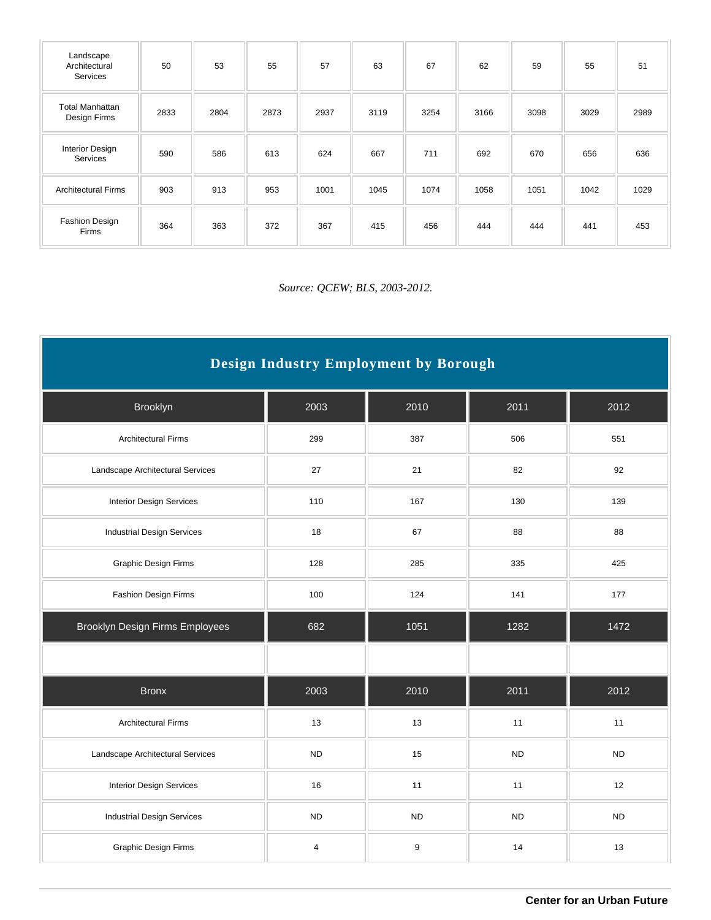| | | | | | | | | | | |
|---|---|---|---|---|---|---|---|---|---|---|
| Landscape Architectural Services | 50 | 53 | 55 | 57 | 63 | 67 | 62 | 59 | 55 | 51 |
| Total Manhattan Design Firms | 2833 | 2804 | 2873 | 2937 | 3119 | 3254 | 3166 | 3098 | 3029 | 2989 |
| Interior Design Services | 590 | 586 | 613 | 624 | 667 | 711 | 692 | 670 | 656 | 636 |
| Architectural Firms | 903 | 913 | 953 | 1001 | 1045 | 1074 | 1058 | 1051 | 1042 | 1029 |
| Fashion Design Firms | 364 | 363 | 372 | 367 | 415 | 456 | 444 | 444 | 441 | 453 |

*Source: QCEW; BLS, 2003-2012.*

## Design Industry Employment by Borough

| Brooklyn | 2003 | 2010 | 2011 | 2012 |
|---|---|---|---|---|
| Architectural Firms | 299 | 387 | 506 | 551 |
| Landscape Architectural Services | 27 | 21 | 82 | 92 |
| Interior Design Services | 110 | 167 | 130 | 139 |
| Industrial Design Services | 18 | 67 | 88 | 88 |
| Graphic Design Firms | 128 | 285 | 335 | 425 |
| Fashion Design Firms | 100 | 124 | 141 | 177 |
| Brooklyn Design Firms Employees | 682 | 1051 | 1282 | 1472 |
| | | | | |
| **Bronx** | **2003** | **2010** | **2011** | **2012** |
| Architectural Firms | 13 | 13 | 11 | 11 |
| Landscape Architectural Services | ND | 15 | ND | ND |
| Interior Design Services | 16 | 11 | 11 | 12 |
| Industrial Design Services | ND | ND | ND | ND |
| Graphic Design Firms | 4 | 9 | 14 | 13 |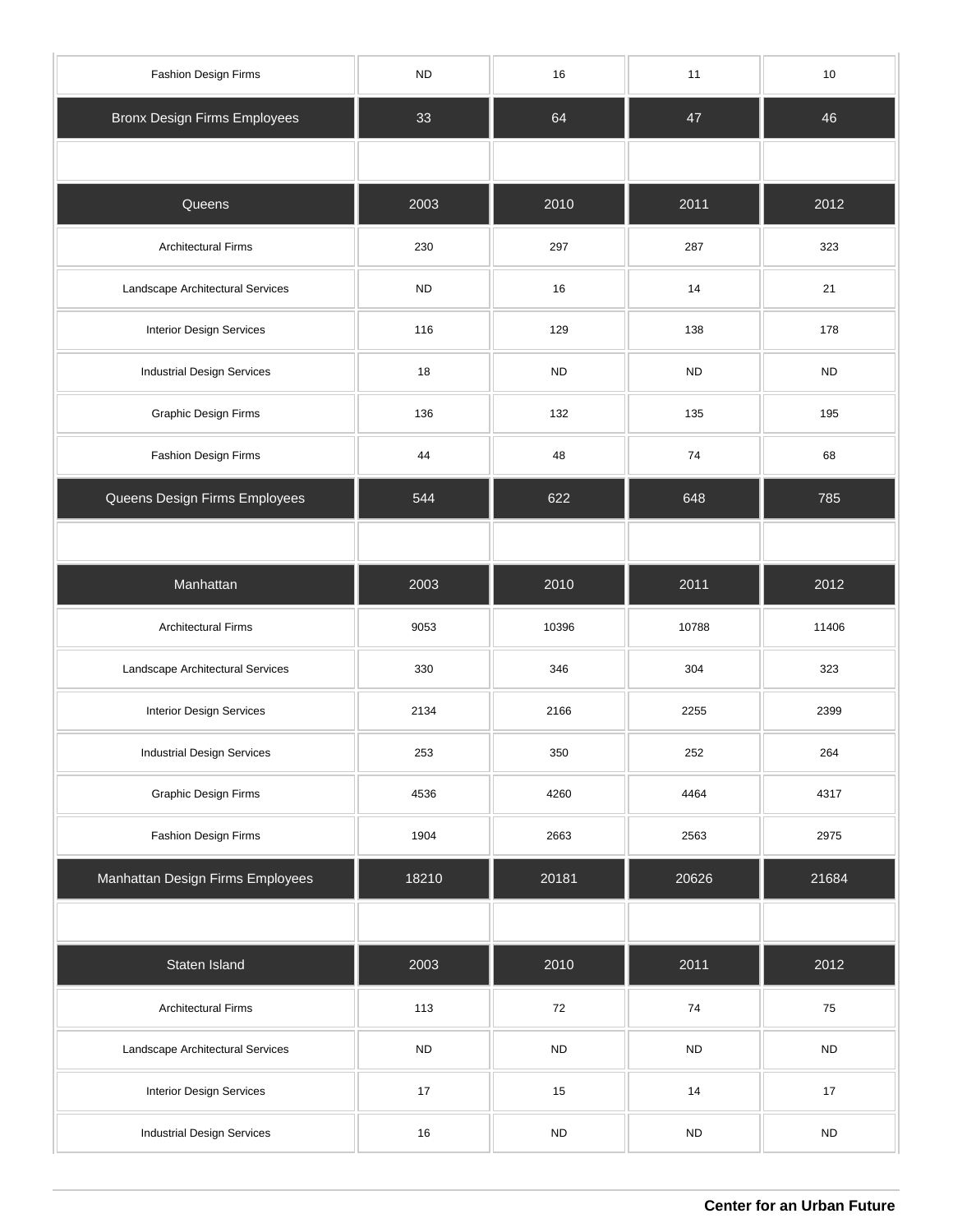| | | | | |
|---|---|---|---|---|
| Fashion Design Firms | ND | 16 | 11 | 10 |
| Bronx Design Firms Employees | 33 | 64 | 47 | 46 |
| | | | | |
| Queens | 2003 | 2010 | 2011 | 2012 |
| Architectural Firms | 230 | 297 | 287 | 323 |
| Landscape Architectural Services | ND | 16 | 14 | 21 |
| Interior Design Services | 116 | 129 | 138 | 178 |
| Industrial Design Services | 18 | ND | ND | ND |
| Graphic Design Firms | 136 | 132 | 135 | 195 |
| Fashion Design Firms | 44 | 48 | 74 | 68 |
| Queens Design Firms Employees | 544 | 622 | 648 | 785 |
| | | | | |
| Manhattan | 2003 | 2010 | 2011 | 2012 |
| Architectural Firms | 9053 | 10396 | 10788 | 11406 |
| Landscape Architectural Services | 330 | 346 | 304 | 323 |
| Interior Design Services | 2134 | 2166 | 2255 | 2399 |
| Industrial Design Services | 253 | 350 | 252 | 264 |
| Graphic Design Firms | 4536 | 4260 | 4464 | 4317 |
| Fashion Design Firms | 1904 | 2663 | 2563 | 2975 |
| Manhattan Design Firms Employees | 18210 | 20181 | 20626 | 21684 |
| | | | | |
| Staten Island | 2003 | 2010 | 2011 | 2012 |
| Architectural Firms | 113 | 72 | 74 | 75 |
| Landscape Architectural Services | ND | ND | ND | ND |
| Interior Design Services | 17 | 15 | 14 | 17 |
| Industrial Design Services | 16 | ND | ND | ND |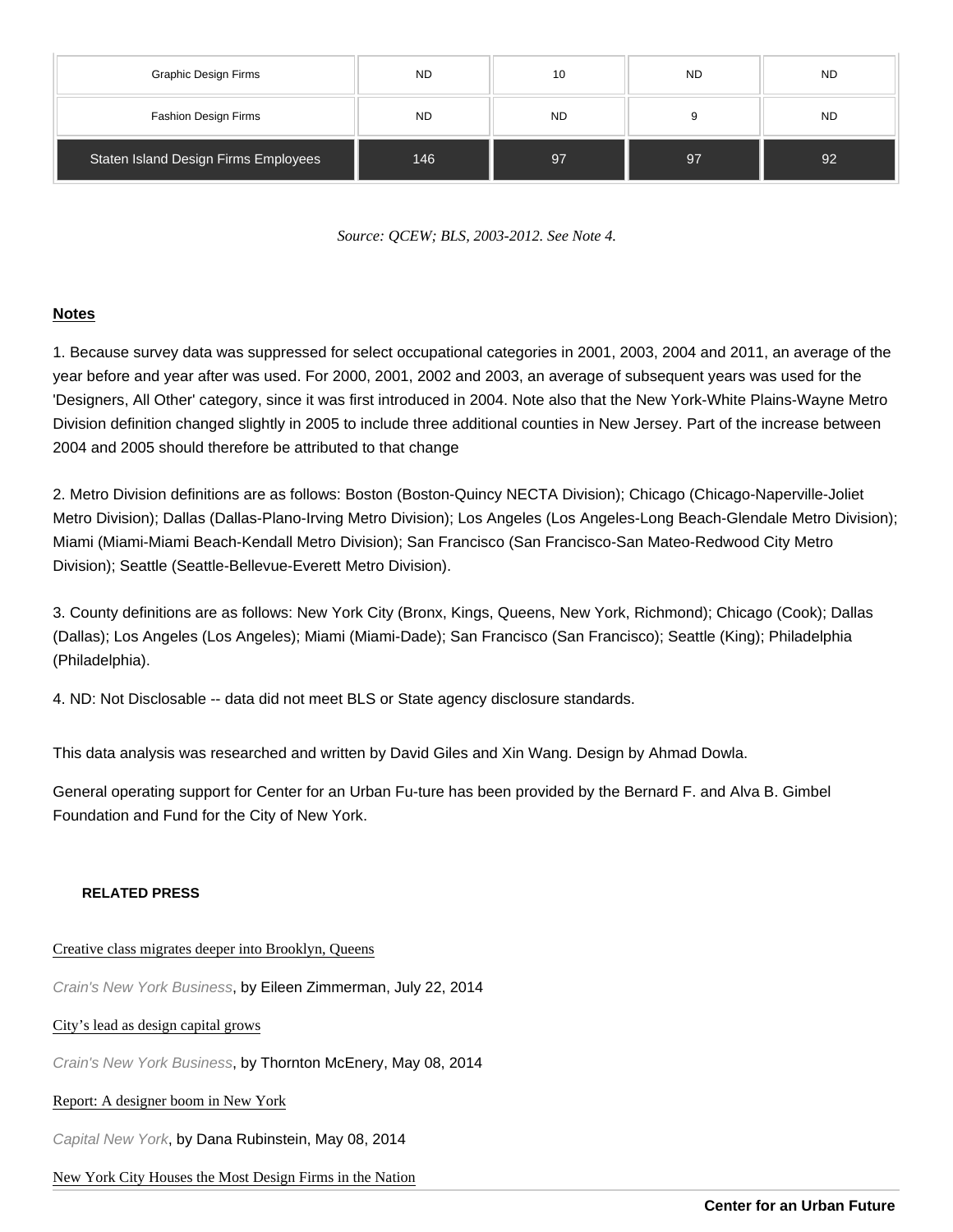| Graphic Design Firms | ND | 10 | ND | ND |
|---|---|---|---|---|
| Fashion Design Firms | ND | ND | 9 | ND |
| **Staten Island Design Firms Employees** | **146** | **97** | **97** | **92** |

*Source: QCEW; BLS, 2003-2012. See Note 4.*

**Notes**

1. Because survey data was suppressed for select occupational categories in 2001, 2003, 2004 and 2011, an average of the year before and year after was used. For 2000, 2001, 2002 and 2003, an average of subsequent years was used for the 'Designers, All Other' category, since it was first introduced in 2004. Note also that the New York-White Plains-Wayne Metro Division definition changed slightly in 2005 to include three additional counties in New Jersey. Part of the increase between 2004 and 2005 should therefore be attributed to that change

2. Metro Division definitions are as follows: Boston (Boston-Quincy NECTA Division); Chicago (Chicago-Naperville-Joliet Metro Division); Dallas (Dallas-Plano-Irving Metro Division); Los Angeles (Los Angeles-Long Beach-Glendale Metro Division); Miami (Miami-Miami Beach-Kendall Metro Division); San Francisco (San Francisco-San Mateo-Redwood City Metro Division); Seattle (Seattle-Bellevue-Everett Metro Division).

3. County definitions are as follows: New York City (Bronx, Kings, Queens, New York, Richmond); Chicago (Cook); Dallas (Dallas); Los Angeles (Los Angeles); Miami (Miami-Dade); San Francisco (San Francisco); Seattle (King); Philadelphia (Philadelphia).

4. ND: Not Disclosable -- data did not meet BLS or State agency disclosure standards.

This data analysis was researched and written by David Giles and Xin Wang. Design by Ahmad Dowla.

General operating support for Center for an Urban Fu-ture has been provided by the Bernard F. and Alva B. Gimbel Foundation and Fund for the City of New York.

**RELATED PRESS**

Creative class migrates deeper into Brooklyn, Queens

*Crain's New York Business*, by Eileen Zimmerman, July 22, 2014

City’s lead as design capital grows

*Crain's New York Business*, by Thornton McEnery, May 08, 2014

Report: A designer boom in New York

*Capital New York*, by Dana Rubinstein, May 08, 2014

New York City Houses the Most Design Firms in the Nation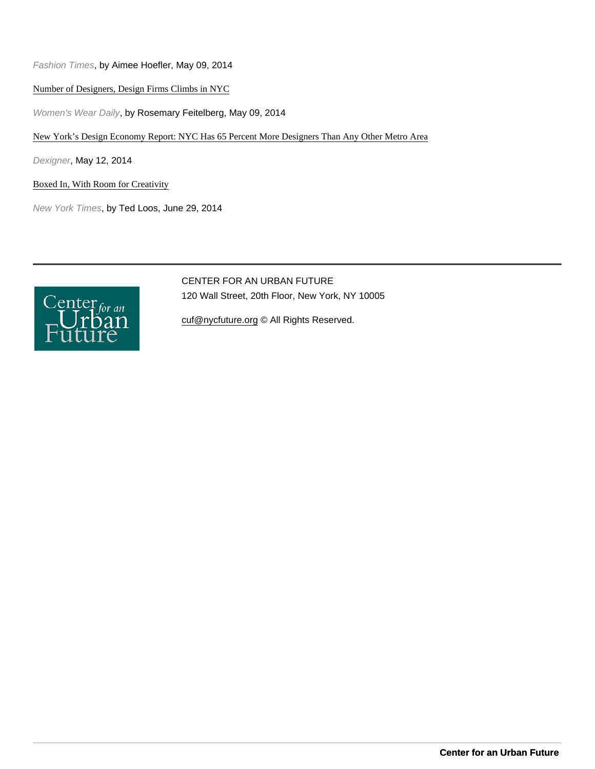*Fashion Times*, by Aimee Hoefler, May 09, 2014

Number of Designers, Design Firms Climbs in NYC

*Women's Wear Daily*, by Rosemary Feitelberg, May 09, 2014

New York's Design Economy Report: NYC Has 65 Percent More Designers Than Any Other Metro Area

*Dexigner*, May 12, 2014

Boxed In, With Room for Creativity

*New York Times*, by Ted Loos, June 29, 2014

---

CENTER FOR AN URBAN FUTURE
120 Wall Street, 20th Floor, New York, NY 10005

cuf@nycfuture.org © All Rights Reserved.